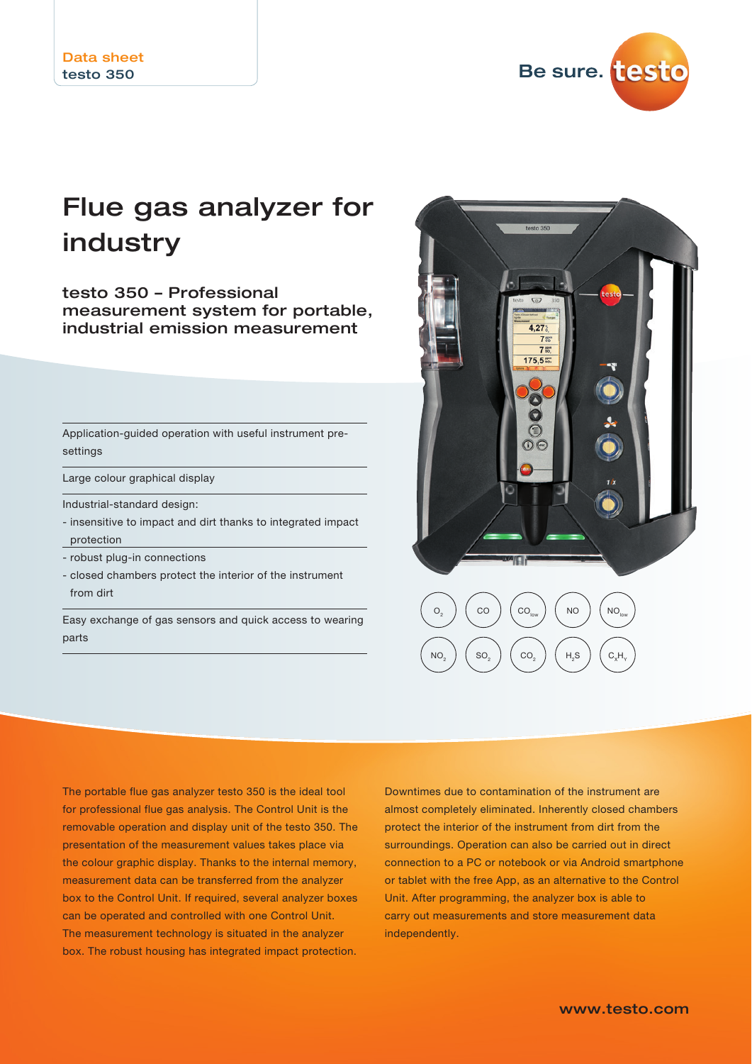Data sheet
testo 350

Be sure. testo

# Flue gas analyzer for industry

## testo 350 – Professional measurement system for portable, industrial emission measurement

Application-guided operation with useful instrument pre-settings

Large colour graphical display

Industrial-standard design:
- insensitive to impact and dirt thanks to integrated impact protection
- robust plug-in connections
- closed chambers protect the interior of the instrument from dirt

Easy exchange of gas sensors and quick access to wearing parts

$O_2$ | CO | $CO_{low}$ | NO | $NO_{low}$ | $NO_2$ | $SO_2$ | $CO_2$ | $H_2S$ | $C_xH_y$

The portable flue gas analyzer testo 350 is the ideal tool for professional flue gas analysis. The Control Unit is the removable operation and display unit of the testo 350. The presentation of the measurement values takes place via the colour graphic display. Thanks to the internal memory, measurement data can be transferred from the analyzer box to the Control Unit. If required, several analyzer boxes can be operated and controlled with one Control Unit. The measurement technology is situated in the analyzer box. The robust housing has integrated impact protection.

Downtimes due to contamination of the instrument are almost completely eliminated. Inherently closed chambers protect the interior of the instrument from dirt from the surroundings. Operation can also be carried out in direct connection to a PC or notebook or via Android smartphone or tablet with the free App, as an alternative to the Control Unit. After programming, the analyzer box is able to carry out measurements and store measurement data independently.

www.testo.com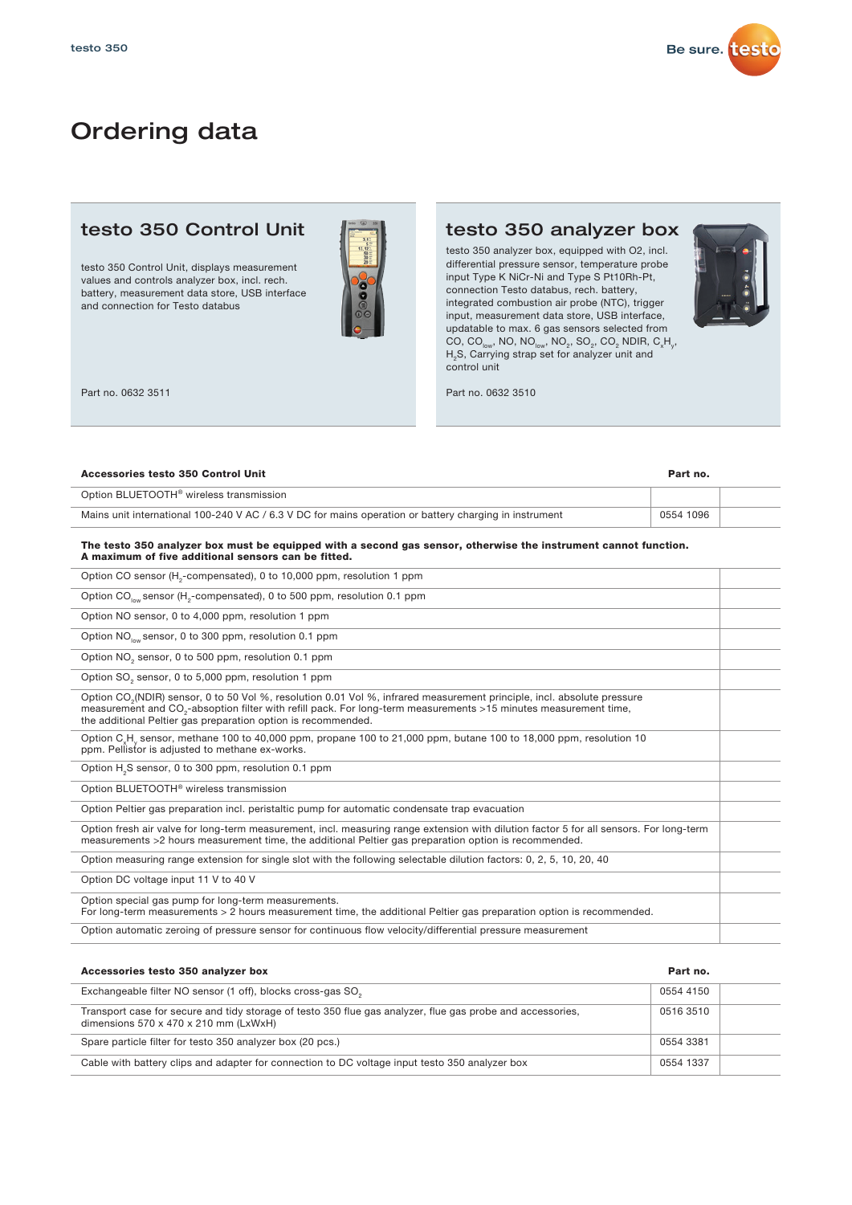# Ordering data

## testo 350 Control Unit

testo 350 Control Unit, displays measurement values and controls analyzer box, incl. rech. battery, measurement data store, USB interface and connection for Testo databus

Part no. 0632 3511

## testo 350 analyzer box

testo 350 analyzer box, equipped with O2, incl. differential pressure sensor, temperature probe input Type K NiCr-Ni and Type S Pt10Rh-Pt, connection Testo databus, rech. battery, integrated combustion air probe (NTC), trigger input, measurement data store, USB interface, updatable to max. 6 gas sensors selected from CO, $CO_{low}$, NO, $NO_{low}$, $NO_2$, $SO_2$, $CO_2$ NDIR, $C_xH_y$, $H_2S$, Carrying strap set for analyzer unit and control unit

Part no. 0632 3510

| Accessories testo 350 Control Unit | Part no. | |
|---|---|---|
| Option BLUETOOTH® wireless transmission | | |
| Mains unit international 100-240 V AC / 6.3 V DC for mains operation or battery charging in instrument | 0554 1096 | |

**The testo 350 analyzer box must be equipped with a second gas sensor, otherwise the instrument cannot function. A maximum of five additional sensors can be fitted.**

| | |
|---|---|
| Option CO sensor ($H_2$-compensated), 0 to 10,000 ppm, resolution 1 ppm | |
| Option $CO_{low}$ sensor ($H_2$-compensated), 0 to 500 ppm, resolution 0.1 ppm | |
| Option NO sensor, 0 to 4,000 ppm, resolution 1 ppm | |
| Option $NO_{low}$ sensor, 0 to 300 ppm, resolution 0.1 ppm | |
| Option $NO_2$ sensor, 0 to 500 ppm, resolution 0.1 ppm | |
| Option $SO_2$ sensor, 0 to 5,000 ppm, resolution 1 ppm | |
| Option $CO_2$(NDIR) sensor, 0 to 50 Vol %, resolution 0.01 Vol %, infrared measurement principle, incl. absolute pressure measurement and $CO_2$-absoption filter with refill pack. For long-term measurements >15 minutes measurement time, the additional Peltier gas preparation option is recommended. | |
| Option $C_xH_y$ sensor, methane 100 to 40,000 ppm, propane 100 to 21,000 ppm, butane 100 to 18,000 ppm, resolution 10 ppm. Pellistor is adjusted to methane ex-works. | |
| Option $H_2S$ sensor, 0 to 300 ppm, resolution 0.1 ppm | |
| Option BLUETOOTH® wireless transmission | |
| Option Peltier gas preparation incl. peristaltic pump for automatic condensate trap evacuation | |
| Option fresh air valve for long-term measurement, incl. measuring range extension with dilution factor 5 for all sensors. For long-term measurements >2 hours measurement time, the additional Peltier gas preparation option is recommended. | |
| Option measuring range extension for single slot with the following selectable dilution factors: 0, 2, 5, 10, 20, 40 | |
| Option DC voltage input 11 V to 40 V | |
| Option special gas pump for long-term measurements. For long-term measurements > 2 hours measurement time, the additional Peltier gas preparation option is recommended. | |
| Option automatic zeroing of pressure sensor for continuous flow velocity/differential pressure measurement | |

| Accessories testo 350 analyzer box | Part no. | |
|---|---|---|
| Exchangeable filter NO sensor (1 off), blocks cross-gas $SO_2$ | 0554 4150 | |
| Transport case for secure and tidy storage of testo 350 flue gas analyzer, flue gas probe and accessories, dimensions 570 x 470 x 210 mm (LxWxH) | 0516 3510 | |
| Spare particle filter for testo 350 analyzer box (20 pcs.) | 0554 3381 | |
| Cable with battery clips and adapter for connection to DC voltage input testo 350 analyzer box | 0554 1337 | |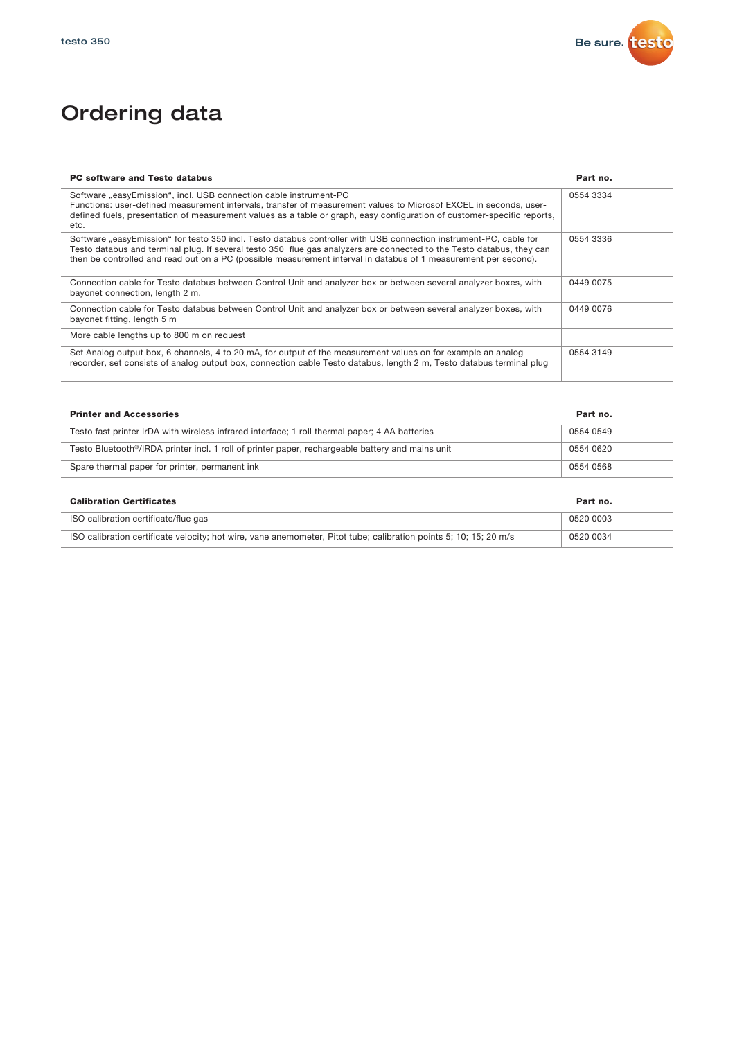# Ordering data

| PC software and Testo databus | Part no. | |
|---|---|---|
| Software „easyEmission“, incl. USB connection cable instrument-PC<br>Functions: user-defined measurement intervals, transfer of measurement values to Microsof EXCEL in seconds, user-defined fuels, presentation of measurement values as a table or graph, easy configuration of customer-specific reports, etc. | 0554 3334 | |
| Software „easyEmission“ for testo 350 incl. Testo databus controller with USB connection instrument-PC, cable for Testo databus and terminal plug. If several testo 350 flue gas analyzers are connected to the Testo databus, they can then be controlled and read out on a PC (possible measurement interval in databus of 1 measurement per second). | 0554 3336 | |
| Connection cable for Testo databus between Control Unit and analyzer box or between several analyzer boxes, with bayonet connection, length 2 m. | 0449 0075 | |
| Connection cable for Testo databus between Control Unit and analyzer box or between several analyzer boxes, with bayonet fitting, length 5 m | 0449 0076 | |
| More cable lengths up to 800 m on request | | |
| Set Analog output box, 6 channels, 4 to 20 mA, for output of the measurement values on for example an analog recorder, set consists of analog output box, connection cable Testo databus, length 2 m, Testo databus terminal plug | 0554 3149 | |

| Printer and Accessories | Part no. | |
|---|---|---|
| Testo fast printer IrDA with wireless infrared interface; 1 roll thermal paper; 4 AA batteries | 0554 0549 | |
| Testo Bluetooth®/IRDA printer incl. 1 roll of printer paper, rechargeable battery and mains unit | 0554 0620 | |
| Spare thermal paper for printer, permanent ink | 0554 0568 | |

| Calibration Certificates | Part no. | |
|---|---|---|
| ISO calibration certificate/flue gas | 0520 0003 | |
| ISO calibration certificate velocity; hot wire, vane anemometer, Pitot tube; calibration points 5; 10; 15; 20 m/s | 0520 0034 | |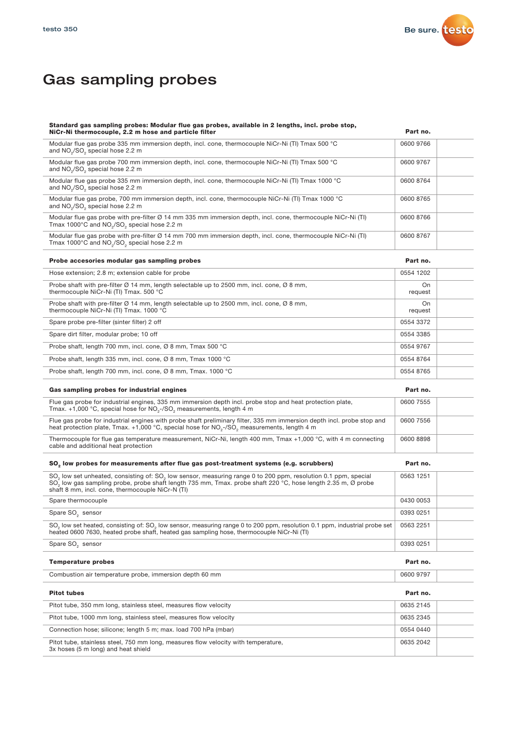# Gas sampling probes

| Standard gas sampling probes: Modular flue gas probes, available in 2 lengths, incl. probe stop, NiCr-Ni thermocouple, 2.2 m hose and particle filter | Part no. |
|---|---|
| Modular flue gas probe 335 mm immersion depth, incl. cone, thermocouple NiCr-Ni (TI) Tmax 500 °C and $NO_2/SO_2$ special hose 2.2 m | 0600 9766 |
| Modular flue gas probe 700 mm immersion depth, incl. cone, thermocouple NiCr-Ni (TI) Tmax 500 °C and $NO_2/SO_2$ special hose 2.2 m | 0600 9767 |
| Modular flue gas probe 335 mm immersion depth, incl. cone, thermocouple NiCr-Ni (TI) Tmax 1000 °C and $NO_2/SO_2$ special hose 2.2 m | 0600 8764 |
| Modular flue gas probe, 700 mm immersion depth, incl. cone, thermocouple NiCr-Ni (TI) Tmax 1000 °C and $NO_2/SO_2$ special hose 2.2 m | 0600 8765 |
| Modular flue gas probe with pre-filter Ø 14 mm 335 mm immersion depth, incl. cone, thermocouple NiCr-Ni (TI) Tmax 1000°C and $NO_2/SO_2$ special hose 2.2 m | 0600 8766 |
| Modular flue gas probe with pre-filter Ø 14 mm 700 mm immersion depth, incl. cone, thermocouple NiCr-Ni (TI) Tmax 1000°C and $NO_2/SO_2$ special hose 2.2 m | 0600 8767 |

| Probe accesories modular gas sampling probes | Part no. |
|---|---|
| Hose extension; 2.8 m; extension cable for probe | 0554 1202 |
| Probe shaft with pre-filter Ø 14 mm, length selectable up to 2500 mm, incl. cone, Ø 8 mm, thermocouple NiCr-Ni (TI) Tmax. 500 °C | On request |
| Probe shaft with pre-filter Ø 14 mm, length selectable up to 2500 mm, incl. cone, Ø 8 mm, thermocouple NiCr-Ni (TI) Tmax. 1000 °C | On request |
| Spare probe pre-filter (sinter filter) 2 off | 0554 3372 |
| Spare dirt filter, modular probe; 10 off | 0554 3385 |
| Probe shaft, length 700 mm, incl. cone, Ø 8 mm, Tmax 500 °C | 0554 9767 |
| Probe shaft, length 335 mm, incl. cone, Ø 8 mm, Tmax 1000 °C | 0554 8764 |
| Probe shaft, length 700 mm, incl. cone, Ø 8 mm, Tmax. 1000 °C | 0554 8765 |

| Gas sampling probes for industrial engines | Part no. |
|---|---|
| Flue gas probe for industrial engines, 335 mm immersion depth incl. probe stop and heat protection plate, Tmax. +1,000 °C, special hose for $NO_2$-/$SO_2$ measurements, length 4 m | 0600 7555 |
| Flue gas probe for industrial engines with probe shaft preliminary filter, 335 mm immersion depth incl. probe stop and heat protection plate, Tmax. +1,000 °C, special hose for $NO_2$-/$SO_2$ measurements, length 4 m | 0600 7556 |
| Thermocouple for flue gas temperature measurement, NiCr-Ni, length 400 mm, Tmax +1,000 °C, with 4 m connecting cable and additional heat protection | 0600 8898 |

| $SO_2$ low probes for measurements after flue gas post-treatment systems (e.g. scrubbers) | Part no. |
|---|---|
| $SO_2$ low set unheated, consisting of: $SO_2$ low sensor, measuring range 0 to 200 ppm, resolution 0.1 ppm, special $SO_2$ low gas sampling probe, probe shaft length 735 mm, Tmax. probe shaft 220 °C, hose length 2.35 m, Ø probe shaft 8 mm, incl. cone, thermocouple NiCr-N (TI) | 0563 1251 |
| Spare thermocouple | 0430 0053 |
| Spare $SO_2$ sensor | 0393 0251 |
| $SO_2$ low set heated, consisting of: $SO_2$ low sensor, measuring range 0 to 200 ppm, resolution 0.1 ppm, industrial probe set heated 0600 7630, heated probe shaft, heated gas sampling hose, thermocouple NiCr-Ni (TI) | 0563 2251 |
| Spare $SO_2$ sensor | 0393 0251 |

| Temperature probes | Part no. |
|---|---|
| Combustion air temperature probe, immersion depth 60 mm | 0600 9797 |

| Pitot tubes | Part no. |
|---|---|
| Pitot tube, 350 mm long, stainless steel, measures flow velocity | 0635 2145 |
| Pitot tube, 1000 mm long, stainless steel, measures flow velocity | 0635 2345 |
| Connection hose; silicone; length 5 m; max. load 700 hPa (mbar) | 0554 0440 |
| Pitot tube, stainless steel, 750 mm long, measures flow velocity with temperature, 3x hoses (5 m long) and heat shield | 0635 2042 |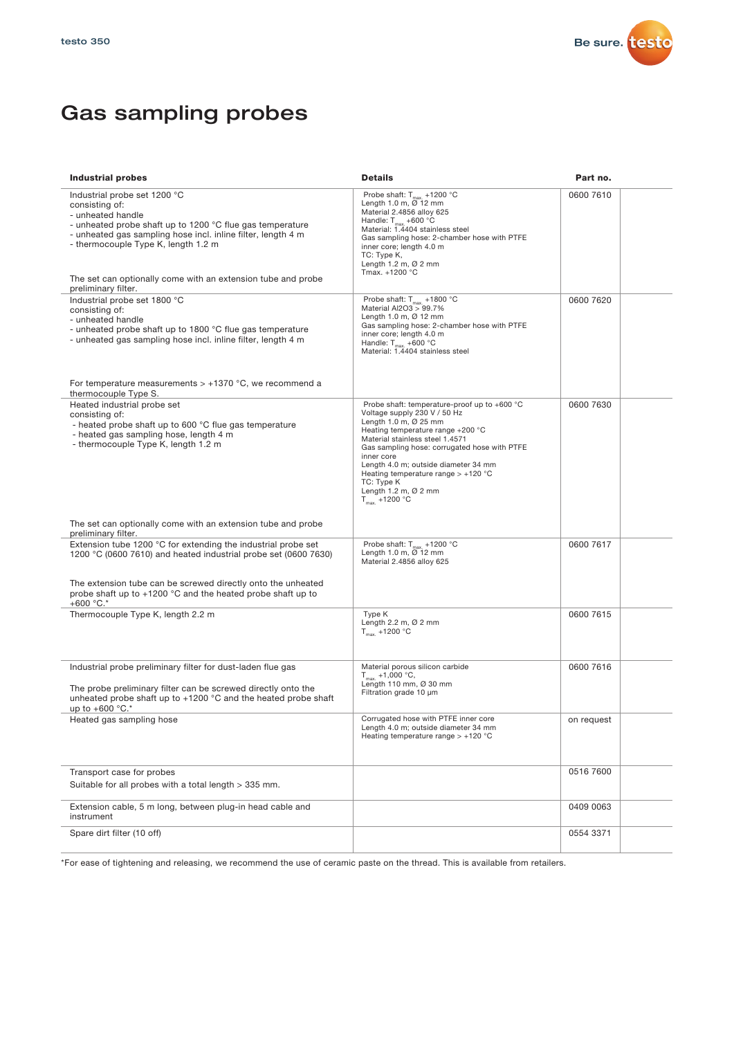# Gas sampling probes

| Industrial probes | Details | Part no. |
|---|---|---|
| Industrial probe set 1200 °C<br>consisting of:<br>- unheated handle<br>- unheated probe shaft up to 1200 °C flue gas temperature<br>- unheated gas sampling hose incl. inline filter, length 4 m<br>- thermocouple Type K, length 1.2 m<br><br>The set can optionally come with an extension tube and probe preliminary filter. | Probe shaft: $T_{max.}$ +1200 °C<br>Length 1.0 m, Ø 12 mm<br>Material 2.4856 alloy 625<br>Handle: $T_{max.}$ +600 °C<br>Material: 1.4404 stainless steel<br>Gas sampling hose: 2-chamber hose with PTFE inner core; length 4.0 m<br>TC: Type K,<br>Length 1.2 m, Ø 2 mm<br>Tmax. +1200 °C | 0600 7610 |
| Industrial probe set 1800 °C<br>consisting of:<br>- unheated handle<br>- unheated probe shaft up to 1800 °C flue gas temperature<br>- unheated gas sampling hose incl. inline filter, length 4 m<br><br>For temperature measurements > +1370 °C, we recommend a thermocouple Type S. | Probe shaft: $T_{max.}$ +1800 °C<br>Material $Al_2O_3$ > 99.7%<br>Length 1.0 m, Ø 12 mm<br>Gas sampling hose: 2-chamber hose with PTFE inner core; length 4.0 m<br>Handle: $T_{max.}$ +600 °C<br>Material: 1.4404 stainless steel | 0600 7620 |
| Heated industrial probe set<br>consisting of:<br>- heated probe shaft up to 600 °C flue gas temperature<br>- heated gas sampling hose, length 4 m<br>- thermocouple Type K, length 1.2 m<br><br>The set can optionally come with an extension tube and probe preliminary filter. | Probe shaft: temperature-proof up to +600 °C<br>Voltage supply 230 V / 50 Hz<br>Length 1.0 m, Ø 25 mm<br>Heating temperature range +200 °C<br>Material stainless steel 1.4571<br>Gas sampling hose: corrugated hose with PTFE inner core<br>Length 4.0 m; outside diameter 34 mm<br>Heating temperature range > +120 °C<br>TC: Type K<br>Length 1.2 m, Ø 2 mm<br>$T_{max.}$ +1200 °C | 0600 7630 |
| Extension tube 1200 °C for extending the industrial probe set 1200 °C (0600 7610) and heated industrial probe set (0600 7630)<br><br>The extension tube can be screwed directly onto the unheated probe shaft up to +1200 °C and the heated probe shaft up to +600 °C.* | Probe shaft: $T_{max.}$ +1200 °C<br>Length 1.0 m, Ø 12 mm<br>Material 2.4856 alloy 625 | 0600 7617 |
| Thermocouple Type K, length 2.2 m | Type K<br>Length 2.2 m, Ø 2 mm<br>$T_{max.}$ +1200 °C | 0600 7615 |
| Industrial probe preliminary filter for dust-laden flue gas<br><br>The probe preliminary filter can be screwed directly onto the unheated probe shaft up to +1200 °C and the heated probe shaft up to +600 °C.* | Material porous silicon carbide<br>$T_{max.}$ +1,000 °C,<br>Length 110 mm, Ø 30 mm<br>Filtration grade 10 µm | 0600 7616 |
| Heated gas sampling hose | Corrugated hose with PTFE inner core<br>Length 4.0 m; outside diameter 34 mm<br>Heating temperature range > +120 °C | on request |
| Transport case for probes<br>Suitable for all probes with a total length > 335 mm. | | 0516 7600 |
| Extension cable, 5 m long, between plug-in head cable and instrument | | 0409 0063 |
| Spare dirt filter (10 off) | | 0554 3371 |

*For ease of tightening and releasing, we recommend the use of ceramic paste on the thread. This is available from retailers.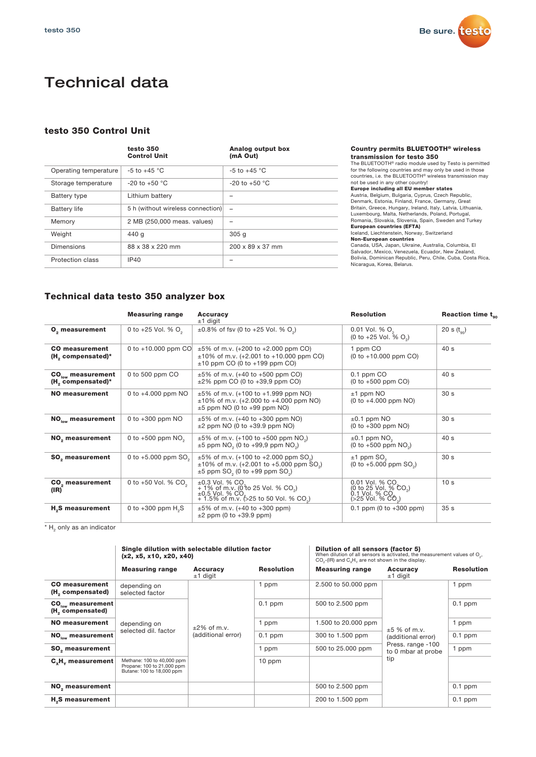# Technical data

## testo 350 Control Unit

| | testo 350 Control Unit | Analog output box (mA Out) |
|---|---|---|
| Operating temperature | -5 to +45 °C | -5 to +45 °C |
| Storage temperature | -20 to +50 °C | -20 to +50 °C |
| Battery type | Lithium battery | – |
| Battery life | 5 h (without wireless connection) | – |
| Memory | 2 MB (250,000 meas. values) | – |
| Weight | 440 g | 305 g |
| Dimensions | 88 x 38 x 220 mm | 200 x 89 x 37 mm |
| Protection class | IP40 | – |

**Country permits BLUETOOTH® wireless transmission for testo 350**

The BLUETOOTH® radio module used by Testo is permitted for the following countries and may only be used in those countries, i.e. the BLUETOOTH® wireless transmission may not be used in any other country!

**Europe including all EU member states**
Austria, Belgium, Bulgaria, Cyprus, Czech Republic, Denmark, Estonia, Finland, France, Germany, Great Britain, Greece, Hungary, Ireland, Italy, Latvia, Lithuania, Luxembourg, Malta, Netherlands, Poland, Portugal, Romania, Slovakia, Slovenia, Spain, Sweden and Turkey

**European countries (EFTA)**
Iceland, Liechtenstein, Norway, Switzerland

**Non-European countries**
Canada, USA, Japan, Ukraine, Australia, Columbia, El Salvador, Mexico, Venezuela, Ecuador, New Zealand, Bolivia, Dominican Republic, Peru, Chile, Cuba, Costa Rica, Nicaragua, Korea, Belarus.

## Technical data testo 350 analyzer box

| | Measuring range | Accuracy ±1 digit | Resolution | Reaction time $t_{90}$ |
|---|---|---|---|---|
| **$O_2$ measurement** | 0 to +25 Vol. % $O_2$ | ±0.8% of fsv (0 to +25 Vol. % $O_2$) | 0.01 Vol. % $O_2$ (0 to +25 Vol. % $O_2$) | 20 s ($t_{95}$) |
| **CO measurement ($H_2$ compensated)*** | 0 to +10.000 ppm CO | ±5% of m.v. (+200 to +2.000 ppm CO)<br>±10% of m.v. (+2.001 to +10.000 ppm CO)<br>±10 ppm CO (0 to +199 ppm CO) | 1 ppm CO (0 to +10.000 ppm CO) | 40 s |
| **$CO_{low}$ measurement ($H_2$ compensated)*** | 0 to 500 ppm CO | ±5% of m.v. (+40 to +500 ppm CO)<br>±2% ppm CO (0 to +39,9 ppm CO) | 0.1 ppm CO (0 to +500 ppm CO) | 40 s |
| **NO measurement** | 0 to +4.000 ppm NO | ±5% of m.v. (+100 to +1.999 ppm NO)<br>±10% of m.v. (+2.000 to +4.000 ppm NO)<br>±5 ppm NO (0 to +99 ppm NO) | ±1 ppm NO (0 to +4.000 ppm NO) | 30 s |
| **$NO_{low}$ measurement** | 0 to +300 ppm NO | ±5% of m.v. (+40 to +300 ppm NO)<br>±2 ppm NO (0 to +39.9 ppm NO) | ±0.1 ppm NO (0 to +300 ppm NO) | 30 s |
| **$NO_2$ measurement** | 0 to +500 ppm $NO_2$ | ±5% of m.v. (+100 to +500 ppm $NO_2$)<br>±5 ppm $NO_2$ (0 to +99,9 ppm $NO_2$) | ±0.1 ppm $NO_2$ (0 to +500 ppm $NO_2$) | 40 s |
| **$SO_2$ measurement** | 0 to +5.000 ppm $SO_2$ | ±5% of m.v. (+100 to +2.000 ppm $SO_2$)<br>±10% of m.v. (+2.001 to +5.000 ppm $SO_2$)<br>±5 ppm $SO_2$ (0 to +99 ppm $SO_2$) | ±1 ppm $SO_2$ (0 to +5.000 ppm $SO_2$) | 30 s |
| **$CO_2$ measurement (IR)** | 0 to +50 Vol. % $CO_2$ | ±0.3 Vol. % $CO_2$ + 1% of m.v. (0 to 25 Vol. % $CO_2$)<br>±0.5 Vol. % $CO_2$ + 1.5% of m.v. (>25 to 50 Vol. % $CO_2$) | 0.01 Vol. % $CO_2$ (0 to 25 Vol. % $CO_2$)<br>0.1 Vol. % $CO_2$ (>25 Vol. % $CO_2$) | 10 s |
| **$H_2S$ measurement** | 0 to +300 ppm $H_2S$ | ±5% of m.v. (+40 to +300 ppm)<br>±2 ppm (0 to +39.9 ppm) | 0.1 ppm (0 to +300 ppm) | 35 s |

* $H_2$ only as an indicator

| | Single dilution with selectable dilution factor (x2, x5, x10, x20, x40) | | | Dilution of all sensors (factor 5) When dilution of all sensors is activated, the measurement values of $O_2$, $CO_2$-(IR) and $C_xH_y$ are not shown in the display. | | |
|---|---|---|---|---|---|---|
| | **Measuring range** | **Accuracy ±1 digit** | **Resolution** | **Measuring range** | **Accuracy ±1 digit** | **Resolution** |
| **CO measurement ($H_2$ compensated)** | depending on selected factor | ±2% of m.v. (additional error) | 1 ppm | 2.500 to 50.000 ppm | ±5 % of m.v. (additional error) Press. range -100 to 0 mbar at probe tip | 1 ppm |
| **$CO_{low}$ measurement ($H_2$ compensated)** | depending on selected dil. factor | | 0.1 ppm | 500 to 2.500 ppm | | 0.1 ppm |
| **NO measurement** | | | 1 ppm | 1.500 to 20.000 ppm | | 1 ppm |
| **$NO_{low}$ measurement** | | | 0.1 ppm | 300 to 1.500 ppm | | 0.1 ppm |
| **$SO_2$ measurement** | | | 1 ppm | 500 to 25.000 ppm | | 1 ppm |
| **$C_xH_y$ measurement** | Methane: 100 to 40,000 ppm<br>Propane: 100 to 21,000 ppm<br>Butane: 100 to 18,000 ppm | | 10 ppm | | | |
| **$NO_2$ measurement** | | | | 500 to 2.500 ppm | | 0.1 ppm |
| **$H_2S$ measurement** | | | | 200 to 1.500 ppm | | 0.1 ppm |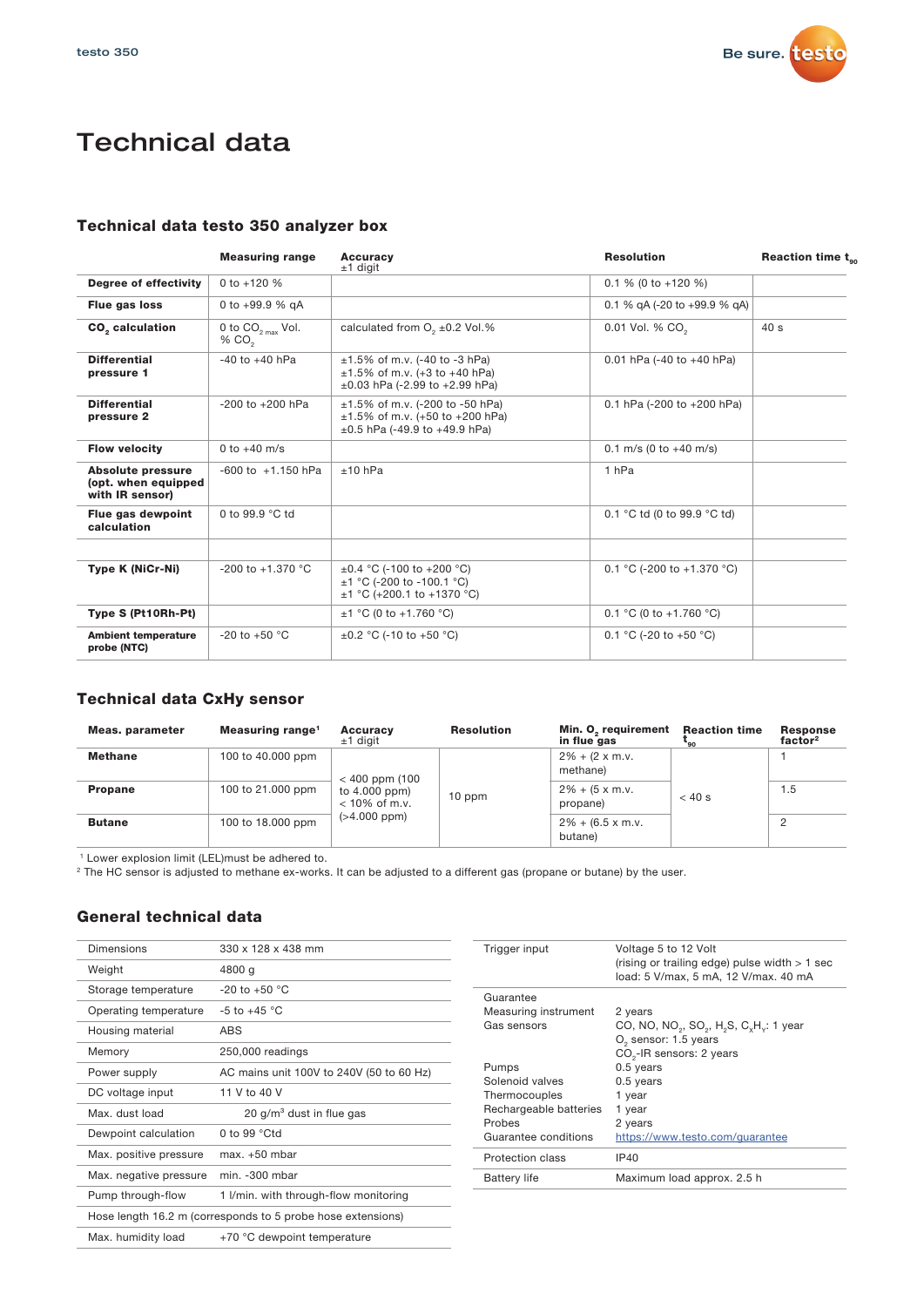# Technical data

## Technical data testo 350 analyzer box

| | Measuring range | Accuracy ±1 digit | Resolution | Reaction time $t_{90}$ |
|---|---|---|---|---|
| **Degree of effectivity** | 0 to +120 % | | 0.1 % (0 to +120 %) | |
| **Flue gas loss** | 0 to +99.9 % qA | | 0.1 % qA (-20 to +99.9 % qA) | |
| **$CO_2$ calculation** | 0 to $CO_{2\ max}$ Vol. % $CO_2$ | calculated from $O_2$ ±0.2 Vol.% | 0.01 Vol. % $CO_2$ | 40 s |
| **Differential pressure 1** | -40 to +40 hPa | ±1.5% of m.v. (-40 to -3 hPa)<br>±1.5% of m.v. (+3 to +40 hPa)<br>±0.03 hPa (-2.99 to +2.99 hPa) | 0.01 hPa (-40 to +40 hPa) | |
| **Differential pressure 2** | -200 to +200 hPa | ±1.5% of m.v. (-200 to -50 hPa)<br>±1.5% of m.v. (+50 to +200 hPa)<br>±0.5 hPa (-49.9 to +49.9 hPa) | 0.1 hPa (-200 to +200 hPa) | |
| **Flow velocity** | 0 to +40 m/s | | 0.1 m/s (0 to +40 m/s) | |
| **Absolute pressure (opt. when equipped with IR sensor)** | -600 to +1.150 hPa | ±10 hPa | 1 hPa | |
| **Flue gas dewpoint calculation** | 0 to 99.9 °C td | | 0.1 °C td (0 to 99.9 °C td) | |
| | | | | |
| **Type K (NiCr-Ni)** | -200 to +1.370 °C | ±0.4 °C (-100 to +200 °C)<br>±1 °C (-200 to -100.1 °C)<br>±1 °C (+200.1 to +1370 °C) | 0.1 °C (-200 to +1.370 °C) | |
| **Type S (Pt10Rh-Pt)** | | ±1 °C (0 to +1.760 °C) | 0.1 °C (0 to +1.760 °C) | |
| **Ambient temperature probe (NTC)** | -20 to +50 °C | ±0.2 °C (-10 to +50 °C) | 0.1 °C (-20 to +50 °C) | |

## Technical data CxHy sensor

| Meas. parameter | Measuring range[1] | Accuracy ±1 digit | Resolution | Min. $O_2$ requirement in flue gas | Reaction time $t_{90}$ | Response factor[2] |
|---|---|---|---|---|---|---|
| **Methane** | 100 to 40.000 ppm | < 400 ppm (100 to 4.000 ppm)<br>< 10% of m.v. (>4.000 ppm) | 10 ppm | 2% + (2 x m.v. methane) | < 40 s | 1 |
| **Propane** | 100 to 21.000 ppm | | | 2% + (5 x m.v. propane) | | 1.5 |
| **Butane** | 100 to 18.000 ppm | | | 2% + (6.5 x m.v. butane) | | 2 |

[1] Lower explosion limit (LEL)must be adhered to.
[2] The HC sensor is adjusted to methane ex-works. It can be adjusted to a different gas (propane or butane) by the user.

## General technical data

| | |
|---|---|
| Dimensions | 330 x 128 x 438 mm |
| Weight | 4800 g |
| Storage temperature | -20 to +50 °C |
| Operating temperature | -5 to +45 °C |
| Housing material | ABS |
| Memory | 250,000 readings |
| Power supply | AC mains unit 100V to 240V (50 to 60 Hz) |
| DC voltage input | 11 V to 40 V |
| Max. dust load | 20 g/m³ dust in flue gas |
| Dewpoint calculation | 0 to 99 °Ctd |
| Max. positive pressure | max. +50 mbar |
| Max. negative pressure | min. -300 mbar |
| Pump through-flow | 1 l/min. with through-flow monitoring |
| Hose length 16.2 m (corresponds to 5 probe hose extensions) | |
| Max. humidity load | +70 °C dewpoint temperature |

| | |
|---|---|
| Trigger input | Voltage 5 to 12 Volt<br>(rising or trailing edge) pulse width > 1 sec<br>load: 5 V/max, 5 mA, 12 V/max. 40 mA |
| Guarantee | |
| Measuring instrument | 2 years |
| Gas sensors | CO, NO, $NO_2$, $SO_2$, $H_2S$, $C_xH_y$: 1 year<br>$O_2$ sensor: 1.5 years<br>$CO_2$-IR sensors: 2 years |
| Pumps | 0.5 years |
| Solenoid valves | 0.5 years |
| Thermocouples | 1 year |
| Rechargeable batteries | 1 year |
| Probes | 2 years |
| Guarantee conditions | https://www.testo.com/guarantee |
| Protection class | IP40 |
| Battery life | Maximum load approx. 2.5 h |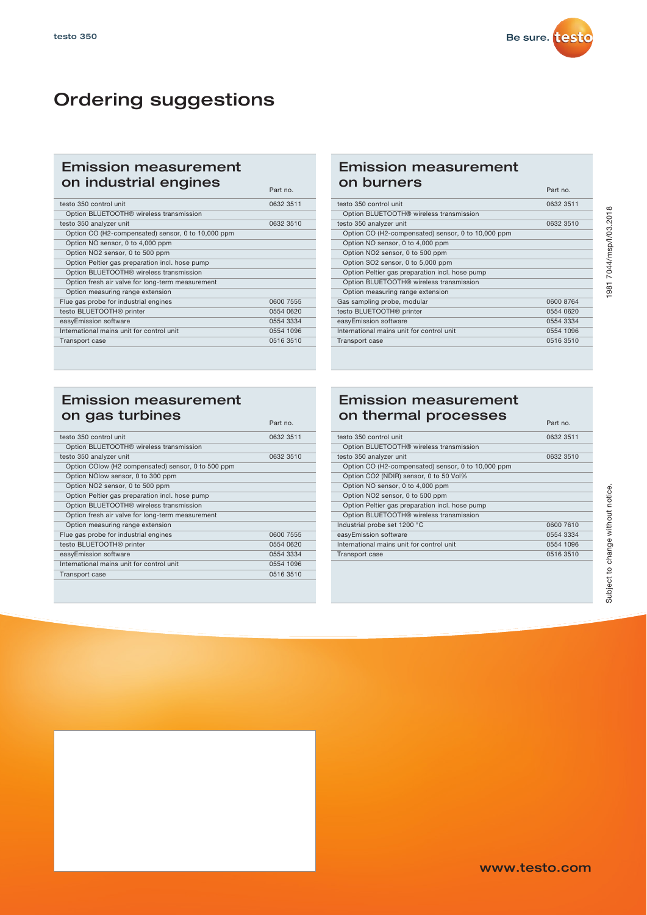# Ordering suggestions

## Emission measurement on industrial engines

| | Part no. |
|---|---|
| testo 350 control unit | 0632 3511 |
| Option BLUETOOTH® wireless transmission | |
| testo 350 analyzer unit | 0632 3510 |
| Option CO (H2-compensated) sensor, 0 to 10,000 ppm | |
| Option NO sensor, 0 to 4,000 ppm | |
| Option NO2 sensor, 0 to 500 ppm | |
| Option Peltier gas preparation incl. hose pump | |
| Option BLUETOOTH® wireless transmission | |
| Option fresh air valve for long-term measurement | |
| Option measuring range extension | |
| Flue gas probe for industrial engines | 0600 7555 |
| testo BLUETOOTH® printer | 0554 0620 |
| easyEmission software | 0554 3334 |
| International mains unit for control unit | 0554 1096 |
| Transport case | 0516 3510 |

## Emission measurement on burners

| | Part no. |
|---|---|
| testo 350 control unit | 0632 3511 |
| Option BLUETOOTH® wireless transmission | |
| testo 350 analyzer unit | 0632 3510 |
| Option CO (H2-compensated) sensor, 0 to 10,000 ppm | |
| Option NO sensor, 0 to 4,000 ppm | |
| Option NO2 sensor, 0 to 500 ppm | |
| Option SO2 sensor, 0 to 5,000 ppm | |
| Option Peltier gas preparation incl. hose pump | |
| Option BLUETOOTH® wireless transmission | |
| Option measuring range extension | |
| Gas sampling probe, modular | 0600 8764 |
| testo BLUETOOTH® printer | 0554 0620 |
| easyEmission software | 0554 3334 |
| International mains unit for control unit | 0554 1096 |
| Transport case | 0516 3510 |

## Emission measurement on gas turbines

| | Part no. |
|---|---|
| testo 350 control unit | 0632 3511 |
| Option BLUETOOTH® wireless transmission | |
| testo 350 analyzer unit | 0632 3510 |
| Option COlow (H2 compensated) sensor, 0 to 500 ppm | |
| Option NOlow sensor, 0 to 300 ppm | |
| Option NO2 sensor, 0 to 500 ppm | |
| Option Peltier gas preparation incl. hose pump | |
| Option BLUETOOTH® wireless transmission | |
| Option fresh air valve for long-term measurement | |
| Option measuring range extension | |
| Flue gas probe for industrial engines | 0600 7555 |
| testo BLUETOOTH® printer | 0554 0620 |
| easyEmission software | 0554 3334 |
| International mains unit for control unit | 0554 1096 |
| Transport case | 0516 3510 |

## Emission measurement on thermal processes

| | Part no. |
|---|---|
| testo 350 control unit | 0632 3511 |
| Option BLUETOOTH® wireless transmission | |
| testo 350 analyzer unit | 0632 3510 |
| Option CO (H2-compensated) sensor, 0 to 10,000 ppm | |
| Option CO2 (NDIR) sensor, 0 to 50 Vol% | |
| Option NO sensor, 0 to 4,000 ppm | |
| Option NO2 sensor, 0 to 500 ppm | |
| Option Peltier gas preparation incl. hose pump | |
| Option BLUETOOTH® wireless transmission | |
| Industrial probe set 1200 °C | 0600 7610 |
| easyEmission software | 0554 3334 |
| International mains unit for control unit | 0554 1096 |
| Transport case | 0516 3510 |

1981 7044/msp/I/03.2018

Subject to change without notice.

www.testo.com